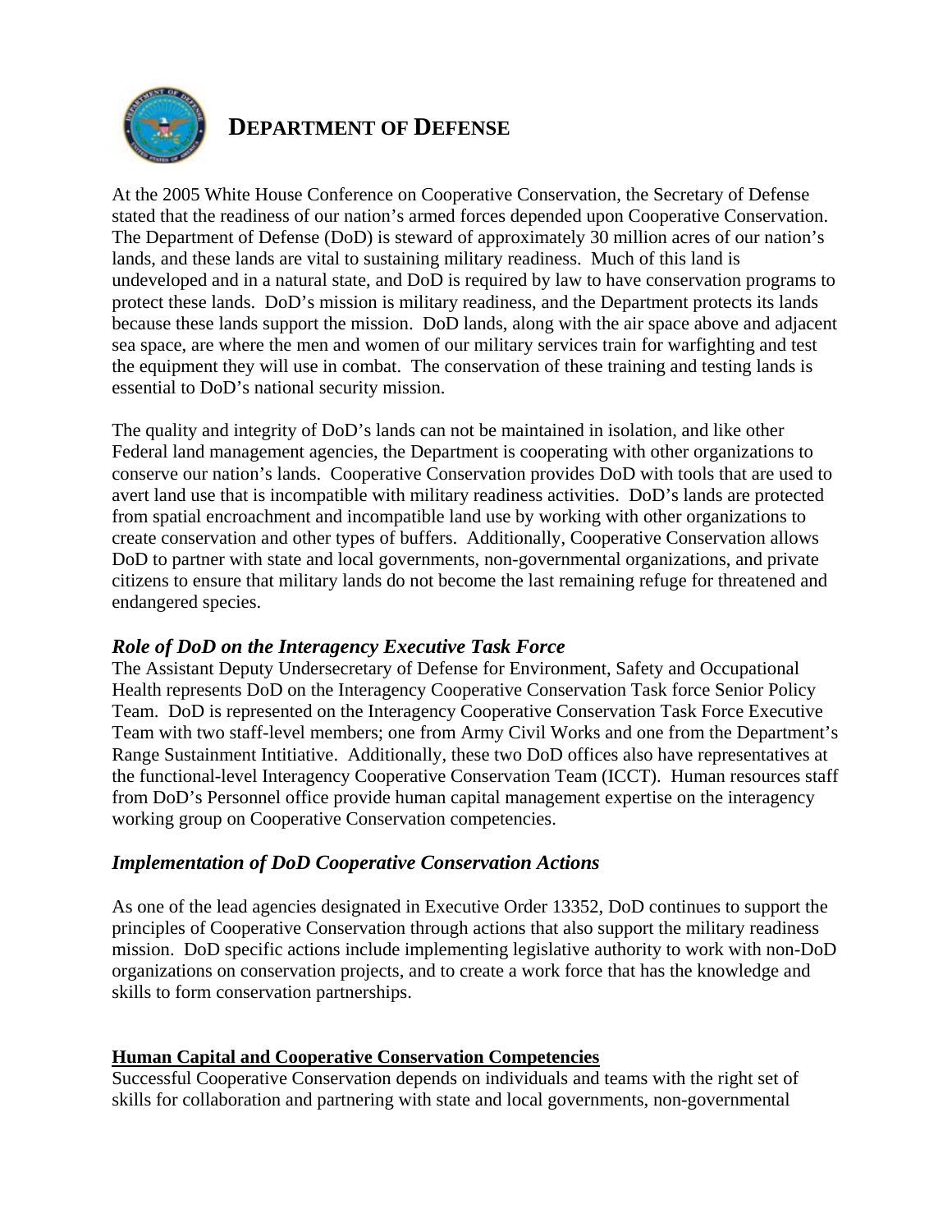# DEPARTMENT OF DEFENSE

At the 2005 White House Conference on Cooperative Conservation, the Secretary of Defense stated that the readiness of our nation's armed forces depended upon Cooperative Conservation. The Department of Defense (DoD) is steward of approximately 30 million acres of our nation's lands, and these lands are vital to sustaining military readiness. Much of this land is undeveloped and in a natural state, and DoD is required by law to have conservation programs to protect these lands. DoD's mission is military readiness, and the Department protects its lands because these lands support the mission. DoD lands, along with the air space above and adjacent sea space, are where the men and women of our military services train for warfighting and test the equipment they will use in combat. The conservation of these training and testing lands is essential to DoD's national security mission.

The quality and integrity of DoD's lands can not be maintained in isolation, and like other Federal land management agencies, the Department is cooperating with other organizations to conserve our nation's lands. Cooperative Conservation provides DoD with tools that are used to avert land use that is incompatible with military readiness activities. DoD's lands are protected from spatial encroachment and incompatible land use by working with other organizations to create conservation and other types of buffers. Additionally, Cooperative Conservation allows DoD to partner with state and local governments, non-governmental organizations, and private citizens to ensure that military lands do not become the last remaining refuge for threatened and endangered species.

## *Role of DoD on the Interagency Executive Task Force*

The Assistant Deputy Undersecretary of Defense for Environment, Safety and Occupational Health represents DoD on the Interagency Cooperative Conservation Task force Senior Policy Team. DoD is represented on the Interagency Cooperative Conservation Task Force Executive Team with two staff-level members; one from Army Civil Works and one from the Department's Range Sustainment Intitiative. Additionally, these two DoD offices also have representatives at the functional-level Interagency Cooperative Conservation Team (ICCT). Human resources staff from DoD's Personnel office provide human capital management expertise on the interagency working group on Cooperative Conservation competencies.

## *Implementation of DoD Cooperative Conservation Actions*

As one of the lead agencies designated in Executive Order 13352, DoD continues to support the principles of Cooperative Conservation through actions that also support the military readiness mission. DoD specific actions include implementing legislative authority to work with non-DoD organizations on conservation projects, and to create a work force that has the knowledge and skills to form conservation partnerships.

### Human Capital and Cooperative Conservation Competencies

Successful Cooperative Conservation depends on individuals and teams with the right set of skills for collaboration and partnering with state and local governments, non-governmental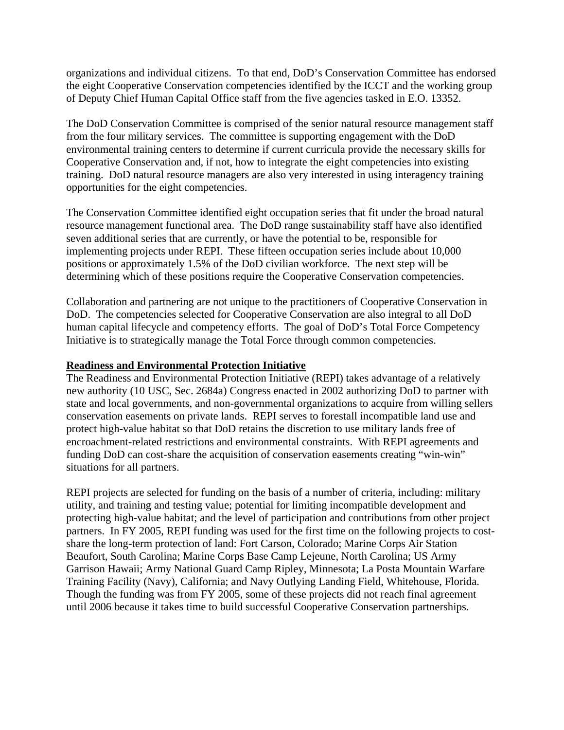organizations and individual citizens. To that end, DoD's Conservation Committee has endorsed the eight Cooperative Conservation competencies identified by the ICCT and the working group of Deputy Chief Human Capital Office staff from the five agencies tasked in E.O. 13352.

The DoD Conservation Committee is comprised of the senior natural resource management staff from the four military services. The committee is supporting engagement with the DoD environmental training centers to determine if current curricula provide the necessary skills for Cooperative Conservation and, if not, how to integrate the eight competencies into existing training. DoD natural resource managers are also very interested in using interagency training opportunities for the eight competencies.

The Conservation Committee identified eight occupation series that fit under the broad natural resource management functional area. The DoD range sustainability staff have also identified seven additional series that are currently, or have the potential to be, responsible for implementing projects under REPI. These fifteen occupation series include about 10,000 positions or approximately 1.5% of the DoD civilian workforce. The next step will be determining which of these positions require the Cooperative Conservation competencies.

Collaboration and partnering are not unique to the practitioners of Cooperative Conservation in DoD. The competencies selected for Cooperative Conservation are also integral to all DoD human capital lifecycle and competency efforts. The goal of DoD's Total Force Competency Initiative is to strategically manage the Total Force through common competencies.

**Readiness and Environmental Protection Initiative**

The Readiness and Environmental Protection Initiative (REPI) takes advantage of a relatively new authority (10 USC, Sec. 2684a) Congress enacted in 2002 authorizing DoD to partner with state and local governments, and non-governmental organizations to acquire from willing sellers conservation easements on private lands. REPI serves to forestall incompatible land use and protect high-value habitat so that DoD retains the discretion to use military lands free of encroachment-related restrictions and environmental constraints. With REPI agreements and funding DoD can cost-share the acquisition of conservation easements creating "win-win" situations for all partners.

REPI projects are selected for funding on the basis of a number of criteria, including: military utility, and training and testing value; potential for limiting incompatible development and protecting high-value habitat; and the level of participation and contributions from other project partners. In FY 2005, REPI funding was used for the first time on the following projects to cost-share the long-term protection of land: Fort Carson, Colorado; Marine Corps Air Station Beaufort, South Carolina; Marine Corps Base Camp Lejeune, North Carolina; US Army Garrison Hawaii; Army National Guard Camp Ripley, Minnesota; La Posta Mountain Warfare Training Facility (Navy), California; and Navy Outlying Landing Field, Whitehouse, Florida. Though the funding was from FY 2005, some of these projects did not reach final agreement until 2006 because it takes time to build successful Cooperative Conservation partnerships.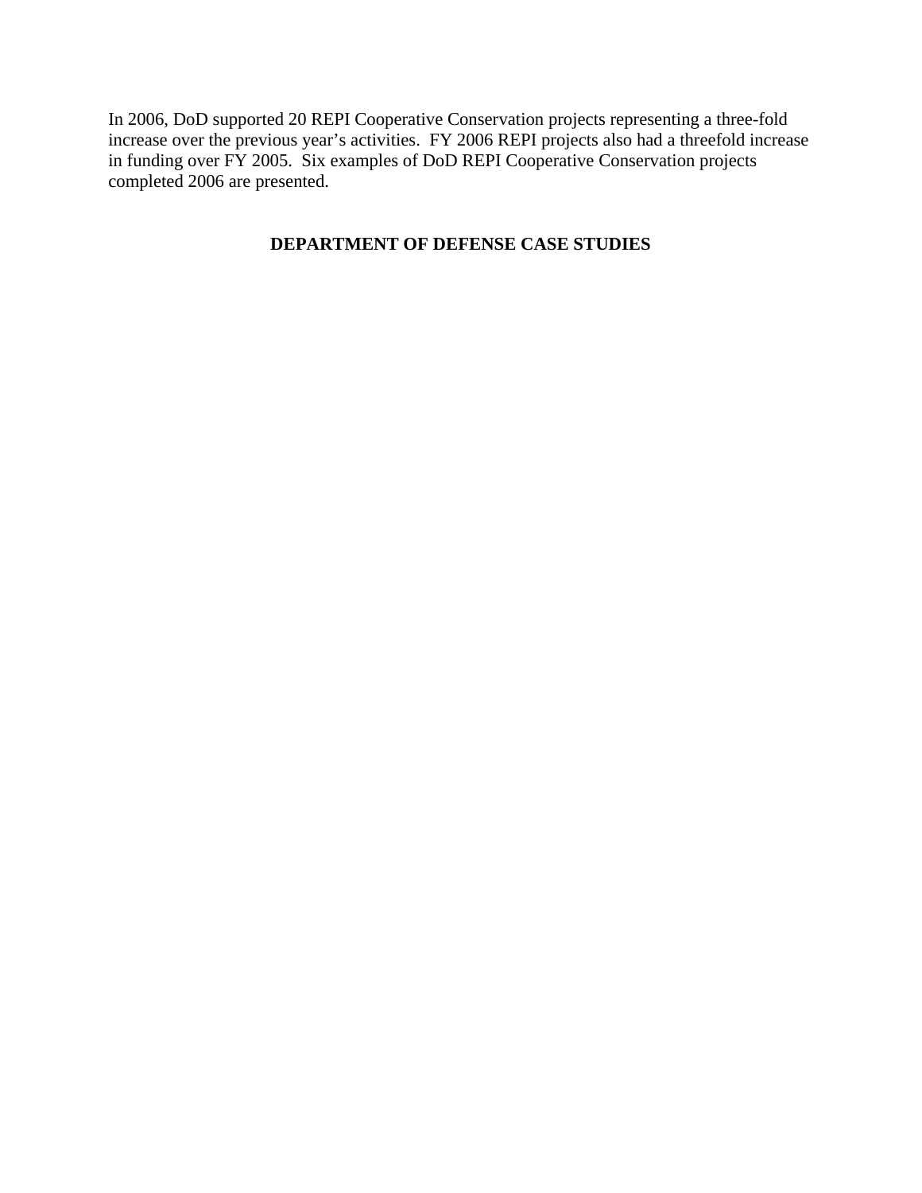In 2006, DoD supported 20 REPI Cooperative Conservation projects representing a three-fold increase over the previous year's activities. FY 2006 REPI projects also had a threefold increase in funding over FY 2005. Six examples of DoD REPI Cooperative Conservation projects completed 2006 are presented.

## DEPARTMENT OF DEFENSE CASE STUDIES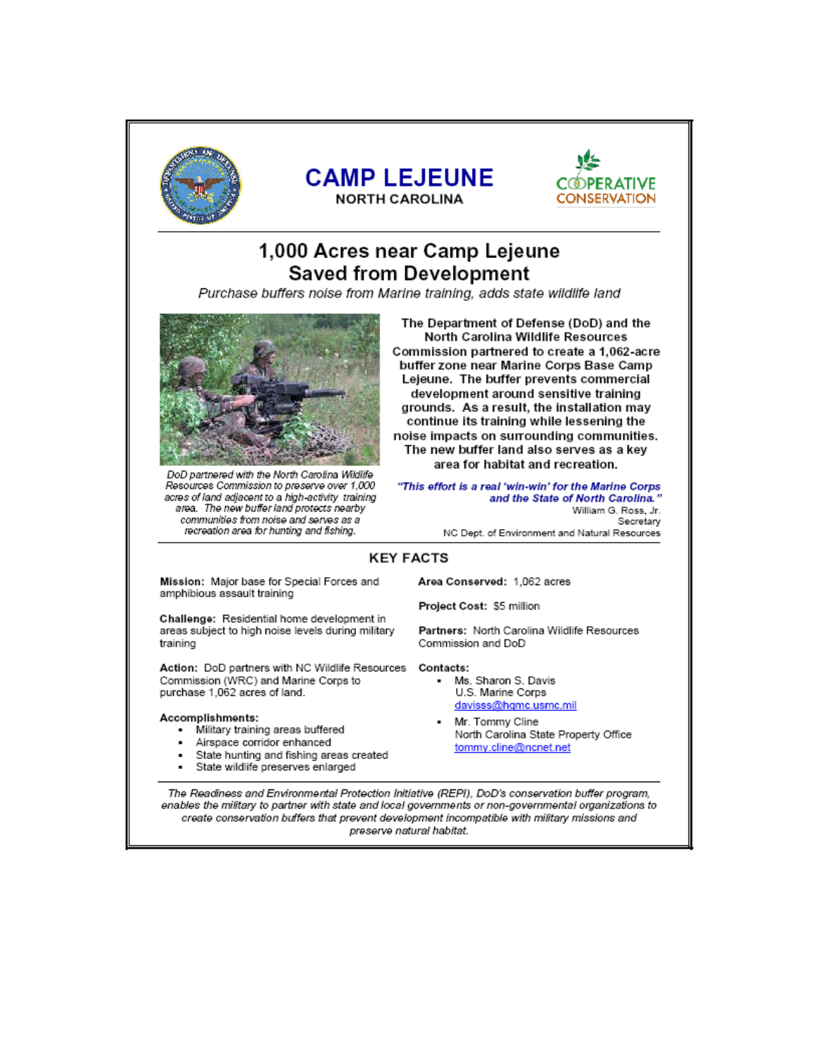# CAMP LEJEUNE

**NORTH CAROLINA**

COOPERATIVE CONSERVATION

## 1,000 Acres near Camp Lejeune Saved from Development

*Purchase buffers noise from Marine training, adds state wildlife land*

*DoD partnered with the North Carolina Wildlife Resources Commission to preserve over 1,000 acres of land adjacent to a high-activity training area. The new buffer land protects nearby communities from noise and serves as a recreation area for hunting and fishing.*

**The Department of Defense (DoD) and the North Carolina Wildlife Resources Commission partnered to create a 1,062-acre buffer zone near Marine Corps Base Camp Lejeune. The buffer prevents commercial development around sensitive training grounds. As a result, the installation may continue its training while lessening the noise impacts on surrounding communities. The new buffer land also serves as a key area for habitat and recreation.**

***"This effort is a real 'win-win' for the Marine Corps and the State of North Carolina."***

William G. Ross, Jr.
Secretary
NC Dept. of Environment and Natural Resources

### KEY FACTS

**Mission:** Major base for Special Forces and amphibious assault training

**Challenge:** Residential home development in areas subject to high noise levels during military training

**Action:** DoD partners with NC Wildlife Resources Commission (WRC) and Marine Corps to purchase 1,062 acres of land.

**Accomplishments:**

- Military training areas buffered
- Airspace corridor enhanced
- State hunting and fishing areas created
- State wildlife preserves enlarged

**Area Conserved:** 1,062 acres

**Project Cost:** $5 million

**Partners:** North Carolina Wildlife Resources Commission and DoD

**Contacts:**

- Ms. Sharon S. Davis
  U.S. Marine Corps
  davisss@hqmc.usmc.mil
- Mr. Tommy Cline
  North Carolina State Property Office
  tommy.cline@ncnet.net

*The Readiness and Environmental Protection Initiative (REPI), DoD's conservation buffer program, enables the military to partner with state and local governments or non-governmental organizations to create conservation buffers that prevent development incompatible with military missions and preserve natural habitat.*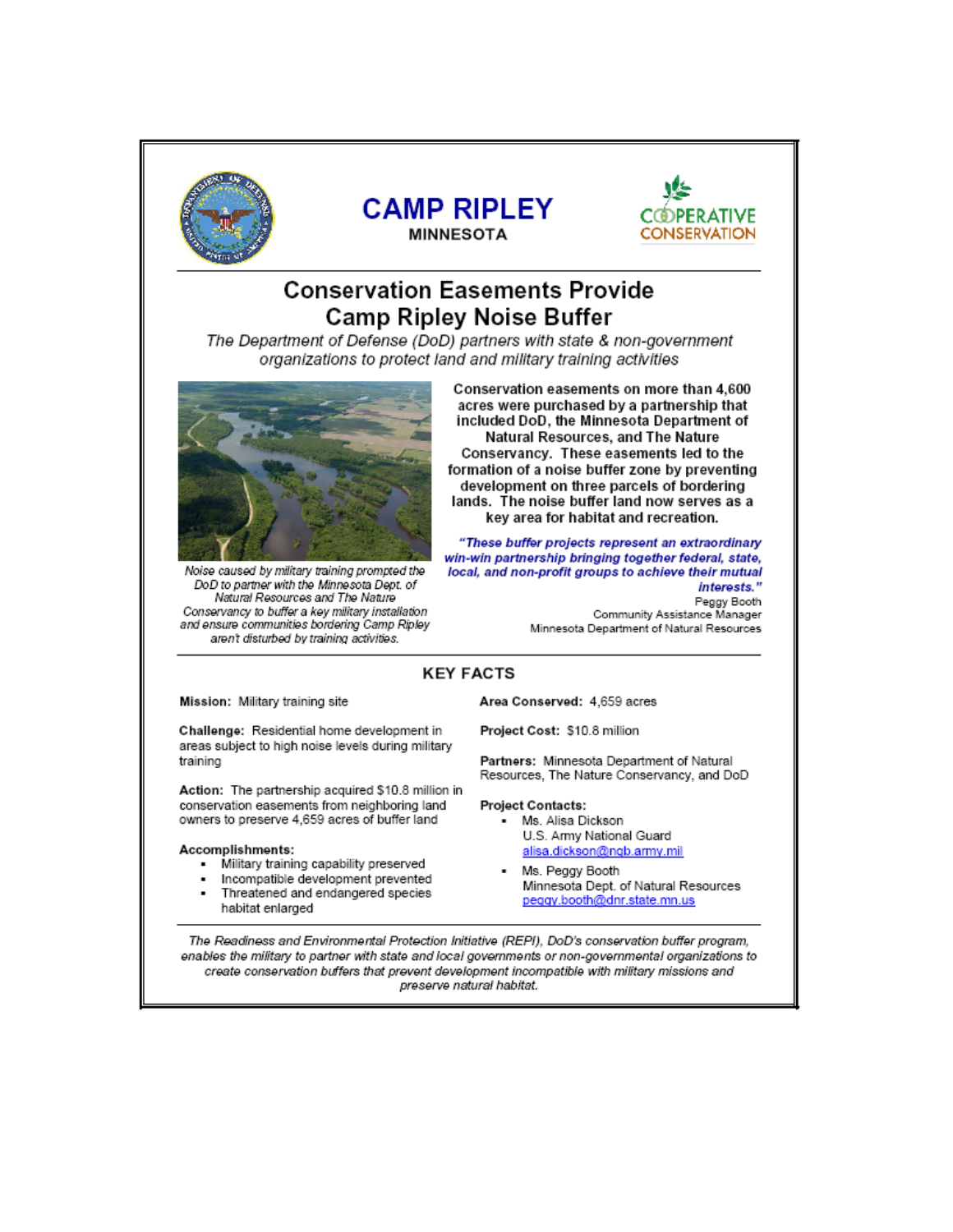# CAMP RIPLEY

**MINNESOTA**

## Conservation Easements Provide Camp Ripley Noise Buffer

*The Department of Defense (DoD) partners with state & non-government organizations to protect land and military training activities*

**Conservation easements on more than 4,600 acres were purchased by a partnership that included DoD, the Minnesota Department of Natural Resources, and The Nature Conservancy. These easements led to the formation of a noise buffer zone by preventing development on three parcels of bordering lands. The noise buffer land now serves as a key area for habitat and recreation.**

*Noise caused by military training prompted the DoD to partner with the Minnesota Dept. of Natural Resources and The Nature Conservancy to buffer a key military installation and ensure communities bordering Camp Ripley aren't disturbed by training activities.*

***"These buffer projects represent an extraordinary win-win partnership bringing together federal, state, local, and non-profit groups to achieve their mutual interests."***

Peggy Booth
Community Assistance Manager
Minnesota Department of Natural Resources

### KEY FACTS

**Mission:** Military training site

**Challenge:** Residential home development in areas subject to high noise levels during military training

**Action:** The partnership acquired $10.8 million in conservation easements from neighboring land owners to preserve 4,659 acres of buffer land

**Accomplishments:**

- Military training capability preserved
- Incompatible development prevented
- Threatened and endangered species habitat enlarged

**Area Conserved:** 4,659 acres

**Project Cost:** $10.8 million

**Partners:** Minnesota Department of Natural Resources, The Nature Conservancy, and DoD

**Project Contacts:**

- Ms. Alisa Dickson
  U.S. Army National Guard
  alisa.dickson@ngb.army.mil
- Ms. Peggy Booth
  Minnesota Dept. of Natural Resources
  peggy.booth@dnr.state.mn.us

*The Readiness and Environmental Protection Initiative (REPI), DoD's conservation buffer program, enables the military to partner with state and local governments or non-governmental organizations to create conservation buffers that prevent development incompatible with military missions and preserve natural habitat.*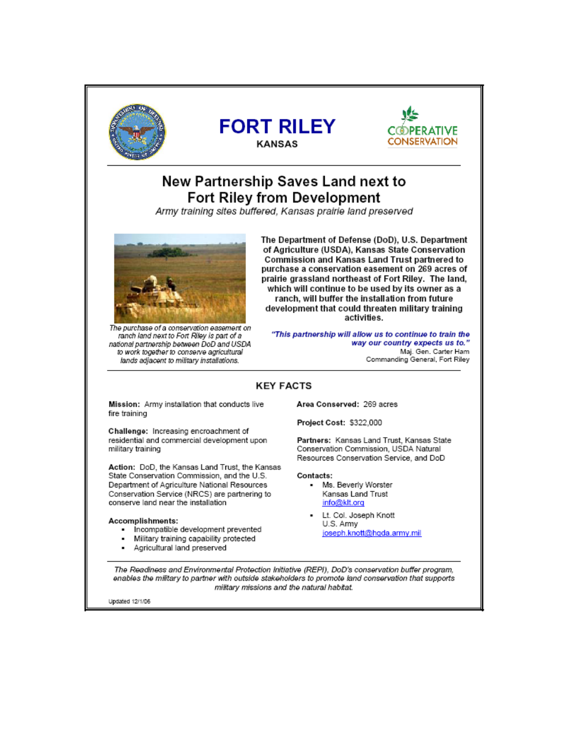# FORT RILEY

**KANSAS**

## New Partnership Saves Land next to Fort Riley from Development

*Army training sites buffered, Kansas prairie land preserved*

*The purchase of a conservation easement on ranch land next to Fort Riley is part of a national partnership between DoD and USDA to work together to conserve agricultural lands adjacent to military installations.*

**The Department of Defense (DoD), U.S. Department of Agriculture (USDA), Kansas State Conservation Commission and Kansas Land Trust partnered to purchase a conservation easement on 269 acres of prairie grassland northeast of Fort Riley. The land, which will continue to be used by its owner as a ranch, will buffer the installation from future development that could threaten military training activities.**

***"This partnership will allow us to continue to train the way our country expects us to."***

Maj. Gen. Carter Ham
Commanding General, Fort Riley

### KEY FACTS

**Mission:** Army installation that conducts live fire training

**Challenge:** Increasing encroachment of residential and commercial development upon military training

**Action:** DoD, the Kansas Land Trust, the Kansas State Conservation Commission, and the U.S. Department of Agriculture National Resources Conservation Service (NRCS) are partnering to conserve land near the installation

**Accomplishments:**

- Incompatible development prevented
- Military training capability protected
- Agricultural land preserved

**Area Conserved:** 269 acres

**Project Cost:** $322,000

**Partners:** Kansas Land Trust, Kansas State Conservation Commission, USDA Natural Resources Conservation Service, and DoD

**Contacts:**

- Ms. Beverly Worster
  Kansas Land Trust
  info@klt.org
- Lt. Col. Joseph Knott
  U.S. Army
  joseph.knott@hqda.army.mil

*The Readiness and Environmental Protection Initiative (REPI), DoD's conservation buffer program, enables the military to partner with outside stakeholders to promote land conservation that supports military missions and the natural habitat.*

Updated 12/1/06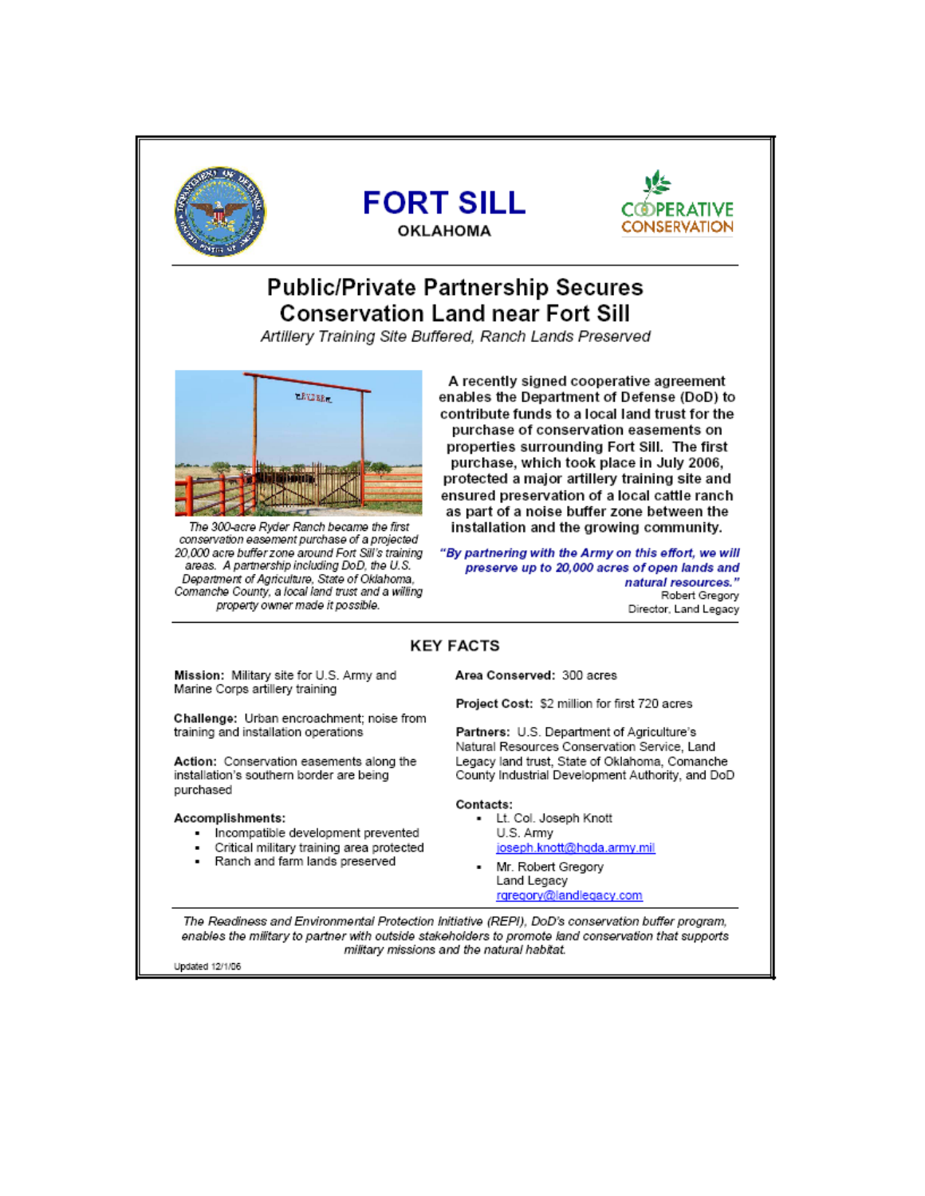# FORT SILL

**OKLAHOMA**

## Public/Private Partnership Secures Conservation Land near Fort Sill

*Artillery Training Site Buffered, Ranch Lands Preserved*

*The 300-acre Ryder Ranch became the first conservation easement purchase of a projected 20,000 acre buffer zone around Fort Sill's training areas. A partnership including DoD, the U.S. Department of Agriculture, State of Oklahoma, Comanche County, a local land trust and a willing property owner made it possible.*

**A recently signed cooperative agreement enables the Department of Defense (DoD) to contribute funds to a local land trust for the purchase of conservation easements on properties surrounding Fort Sill. The first purchase, which took place in July 2006, protected a major artillery training site and ensured preservation of a local cattle ranch as part of a noise buffer zone between the installation and the growing community.**

***"By partnering with the Army on this effort, we will preserve up to 20,000 acres of open lands and natural resources."***

Robert Gregory
Director, Land Legacy

### KEY FACTS

**Mission:** Military site for U.S. Army and Marine Corps artillery training

**Challenge:** Urban encroachment; noise from training and installation operations

**Action:** Conservation easements along the installation's southern border are being purchased

**Accomplishments:**

- Incompatible development prevented
- Critical military training area protected
- Ranch and farm lands preserved

**Area Conserved:** 300 acres

**Project Cost:** $2 million for first 720 acres

**Partners:** U.S. Department of Agriculture's Natural Resources Conservation Service, Land Legacy land trust, State of Oklahoma, Comanche County Industrial Development Authority, and DoD

**Contacts:**

- Lt. Col. Joseph Knott
  U.S. Army
  joseph.knott@hqda.army.mil
- Mr. Robert Gregory
  Land Legacy
  rgregory@landlegacy.com

*The Readiness and Environmental Protection Initiative (REPI), DoD's conservation buffer program, enables the military to partner with outside stakeholders to promote land conservation that supports military missions and the natural habitat.*

Updated 12/1/06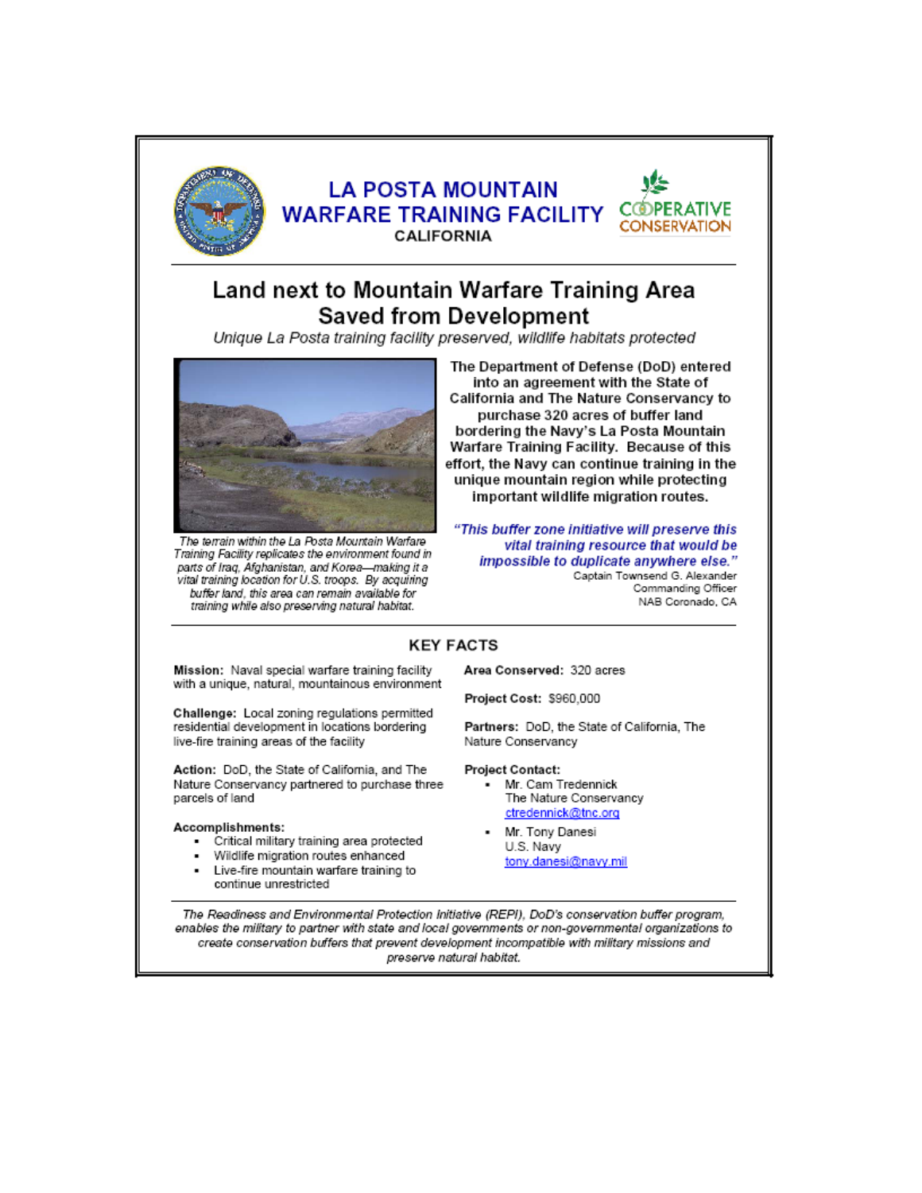# LA POSTA MOUNTAIN WARFARE TRAINING FACILITY

CALIFORNIA

COOPERATIVE CONSERVATION

## Land next to Mountain Warfare Training Area Saved from Development

*Unique La Posta training facility preserved, wildlife habitats protected*

*The terrain within the La Posta Mountain Warfare Training Facility replicates the environment found in parts of Iraq, Afghanistan, and Korea—making it a vital training location for U.S. troops. By acquiring buffer land, this area can remain available for training while also preserving natural habitat.*

**The Department of Defense (DoD) entered into an agreement with the State of California and The Nature Conservancy to purchase 320 acres of buffer land bordering the Navy's La Posta Mountain Warfare Training Facility. Because of this effort, the Navy can continue training in the unique mountain region while protecting important wildlife migration routes.**

***"This buffer zone initiative will preserve this vital training resource that would be impossible to duplicate anywhere else."***

Captain Townsend G. Alexander
Commanding Officer
NAB Coronado, CA

### KEY FACTS

**Mission:** Naval special warfare training facility with a unique, natural, mountainous environment

**Challenge:** Local zoning regulations permitted residential development in locations bordering live-fire training areas of the facility

**Action:** DoD, the State of California, and The Nature Conservancy partnered to purchase three parcels of land

**Accomplishments:**

- Critical military training area protected
- Wildlife migration routes enhanced
- Live-fire mountain warfare training to continue unrestricted

**Area Conserved:** 320 acres

**Project Cost:** $960,000

**Partners:** DoD, the State of California, The Nature Conservancy

**Project Contact:**

- Mr. Cam Tredennick
  The Nature Conservancy
  ctredennick@tnc.org
- Mr. Tony Danesi
  U.S. Navy
  tony.danesi@navy.mil

*The Readiness and Environmental Protection Initiative (REPI), DoD's conservation buffer program, enables the military to partner with state and local governments or non-governmental organizations to create conservation buffers that prevent development incompatible with military missions and preserve natural habitat.*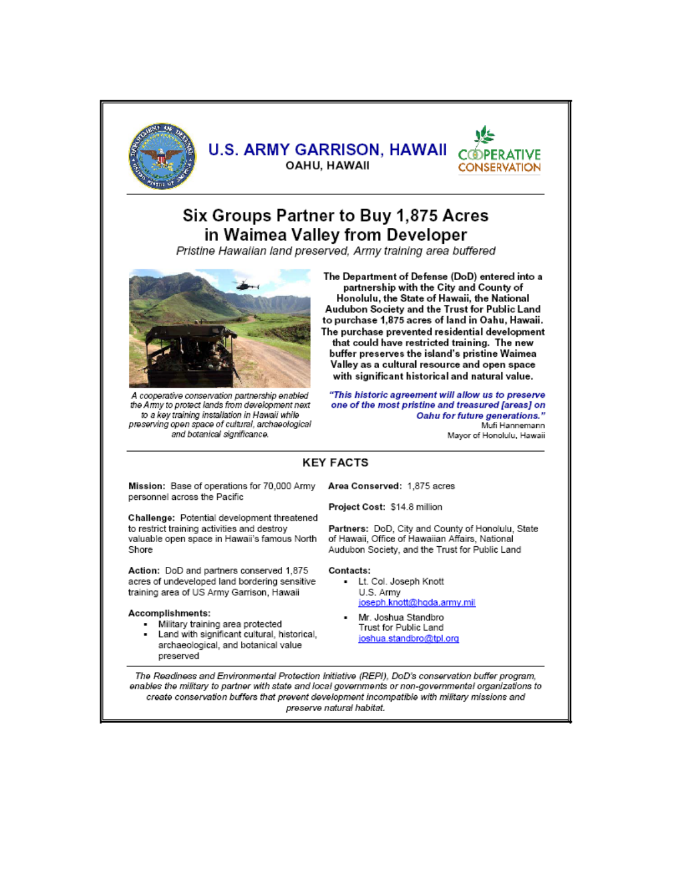**U.S. ARMY GARRISON, HAWAII**
**OAHU, HAWAII**

COOPERATIVE CONSERVATION

# Six Groups Partner to Buy 1,875 Acres in Waimea Valley from Developer

*Pristine Hawaiian land preserved, Army training area buffered*

A cooperative conservation partnership enabled the Army to protect lands from development next to a key training installation in Hawaii while preserving open space of cultural, archaeological and botanical significance.

**The Department of Defense (DoD) entered into a partnership with the City and County of Honolulu, the State of Hawaii, the National Audubon Society and the Trust for Public Land to purchase 1,875 acres of land in Oahu, Hawaii. The purchase prevented residential development that could have restricted training. The new buffer preserves the island's pristine Waimea Valley as a cultural resource and open space with significant historical and natural value.**

***"This historic agreement will allow us to preserve one of the most pristine and treasured [areas] on Oahu for future generations."***
Mufi Hannemann
Mayor of Honolulu, Hawaii

## KEY FACTS

**Mission:** Base of operations for 70,000 Army personnel across the Pacific

**Challenge:** Potential development threatened to restrict training activities and destroy valuable open space in Hawaii's famous North Shore

**Action:** DoD and partners conserved 1,875 acres of undeveloped land bordering sensitive training area of US Army Garrison, Hawaii

**Accomplishments:**

- Military training area protected
- Land with significant cultural, historical, archaeological, and botanical value preserved

**Area Conserved:** 1,875 acres

**Project Cost:** $14.8 million

**Partners:** DoD, City and County of Honolulu, State of Hawaii, Office of Hawaiian Affairs, National Audubon Society, and the Trust for Public Land

**Contacts:**

- Lt. Col. Joseph Knott
  U.S. Army
  joseph.knott@hqda.army.mil
- Mr. Joshua Standbro
  Trust for Public Land
  joshua.standbro@tpl.org

*The Readiness and Environmental Protection Initiative (REPI), DoD's conservation buffer program, enables the military to partner with state and local governments or non-governmental organizations to create conservation buffers that prevent development incompatible with military missions and preserve natural habitat.*